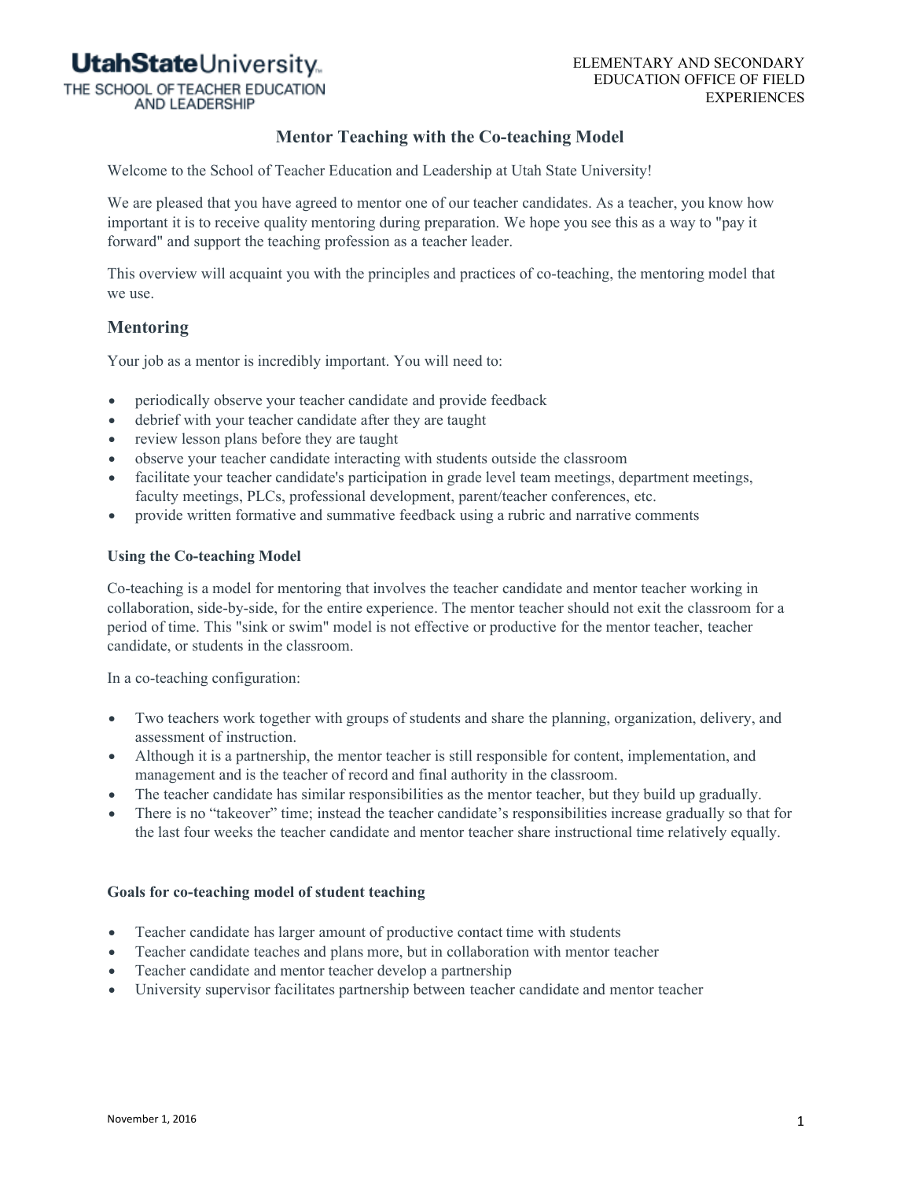Utah State University
THE SCHOOL OF TEACHER EDUCATION AND LEADERSHIP

ELEMENTARY AND SECONDARY EDUCATION OFFICE OF FIELD EXPERIENCES

# Mentor Teaching with the Co-teaching Model

Welcome to the School of Teacher Education and Leadership at Utah State University!

We are pleased that you have agreed to mentor one of our teacher candidates. As a teacher, you know how important it is to receive quality mentoring during preparation. We hope you see this as a way to "pay it forward" and support the teaching profession as a teacher leader.

This overview will acquaint you with the principles and practices of co-teaching, the mentoring model that we use.

## Mentoring

Your job as a mentor is incredibly important. You will need to:

- periodically observe your teacher candidate and provide feedback
- debrief with your teacher candidate after they are taught
- review lesson plans before they are taught
- observe your teacher candidate interacting with students outside the classroom
- facilitate your teacher candidate's participation in grade level team meetings, department meetings, faculty meetings, PLCs, professional development, parent/teacher conferences, etc.
- provide written formative and summative feedback using a rubric and narrative comments

### Using the Co-teaching Model

Co-teaching is a model for mentoring that involves the teacher candidate and mentor teacher working in collaboration, side-by-side, for the entire experience. The mentor teacher should not exit the classroom for a period of time. This "sink or swim" model is not effective or productive for the mentor teacher, teacher candidate, or students in the classroom.

In a co-teaching configuration:

- Two teachers work together with groups of students and share the planning, organization, delivery, and assessment of instruction.
- Although it is a partnership, the mentor teacher is still responsible for content, implementation, and management and is the teacher of record and final authority in the classroom.
- The teacher candidate has similar responsibilities as the mentor teacher, but they build up gradually.
- There is no "takeover" time; instead the teacher candidate's responsibilities increase gradually so that for the last four weeks the teacher candidate and mentor teacher share instructional time relatively equally.

### Goals for co-teaching model of student teaching

- Teacher candidate has larger amount of productive contact time with students
- Teacher candidate teaches and plans more, but in collaboration with mentor teacher
- Teacher candidate and mentor teacher develop a partnership
- University supervisor facilitates partnership between teacher candidate and mentor teacher

November 1, 2016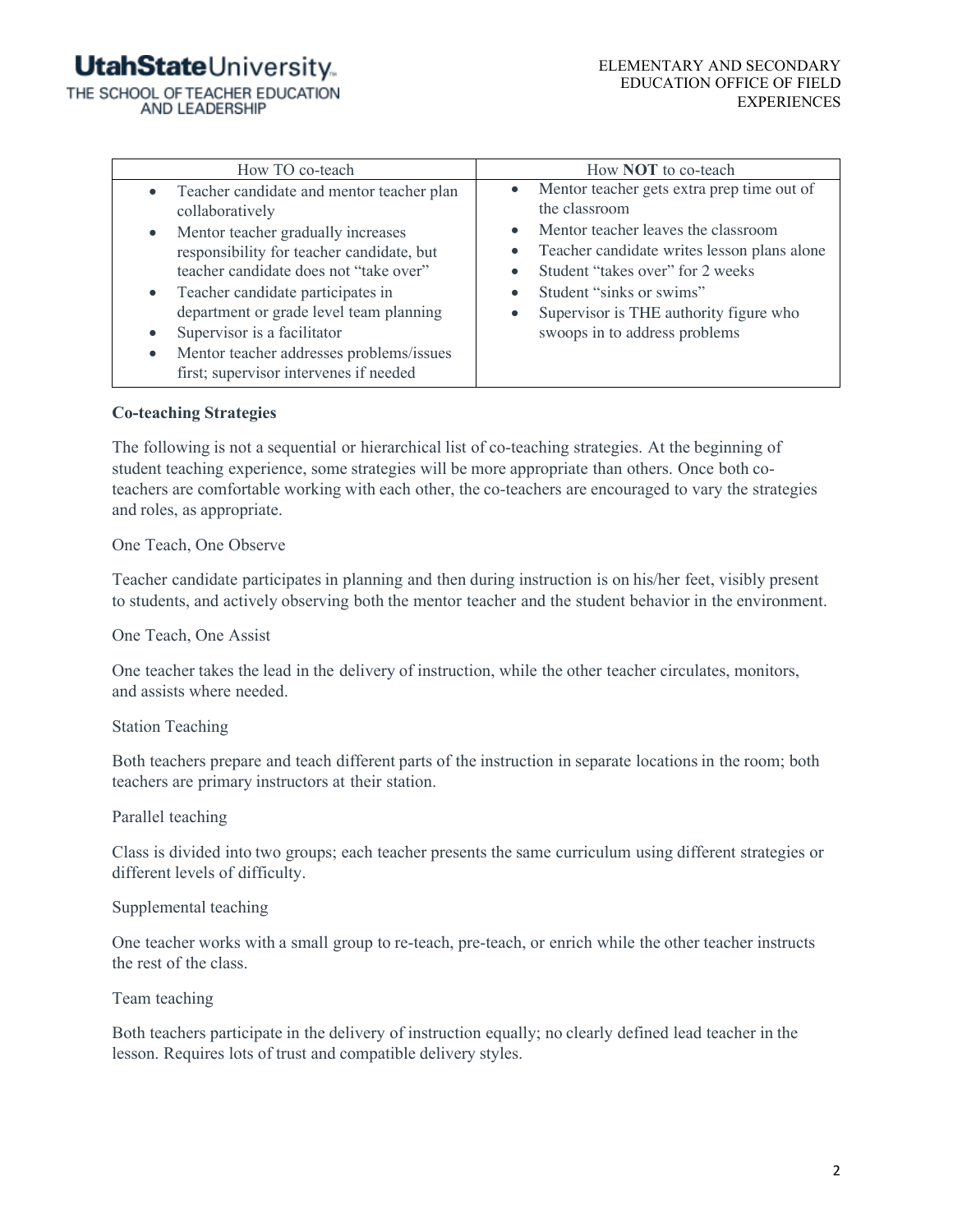| How TO co-teach | How **NOT** to co-teach |
|---|---|
| • Teacher candidate and mentor teacher plan collaboratively<br>• Mentor teacher gradually increases responsibility for teacher candidate, but teacher candidate does not "take over"<br>• Teacher candidate participates in department or grade level team planning<br>• Supervisor is a facilitator<br>• Mentor teacher addresses problems/issues first; supervisor intervenes if needed | • Mentor teacher gets extra prep time out of the classroom<br>• Mentor teacher leaves the classroom<br>• Teacher candidate writes lesson plans alone<br>• Student "takes over" for 2 weeks<br>• Student "sinks or swims"<br>• Supervisor is THE authority figure who swoops in to address problems |

**Co-teaching Strategies**

The following is not a sequential or hierarchical list of co-teaching strategies. At the beginning of student teaching experience, some strategies will be more appropriate than others. Once both co-teachers are comfortable working with each other, the co-teachers are encouraged to vary the strategies and roles, as appropriate.

One Teach, One Observe

Teacher candidate participates in planning and then during instruction is on his/her feet, visibly present to students, and actively observing both the mentor teacher and the student behavior in the environment.

One Teach, One Assist

One teacher takes the lead in the delivery of instruction, while the other teacher circulates, monitors, and assists where needed.

Station Teaching

Both teachers prepare and teach different parts of the instruction in separate locations in the room; both teachers are primary instructors at their station.

Parallel teaching

Class is divided into two groups; each teacher presents the same curriculum using different strategies or different levels of difficulty.

Supplemental teaching

One teacher works with a small group to re-teach, pre-teach, or enrich while the other teacher instructs the rest of the class.

Team teaching

Both teachers participate in the delivery of instruction equally; no clearly defined lead teacher in the lesson. Requires lots of trust and compatible delivery styles.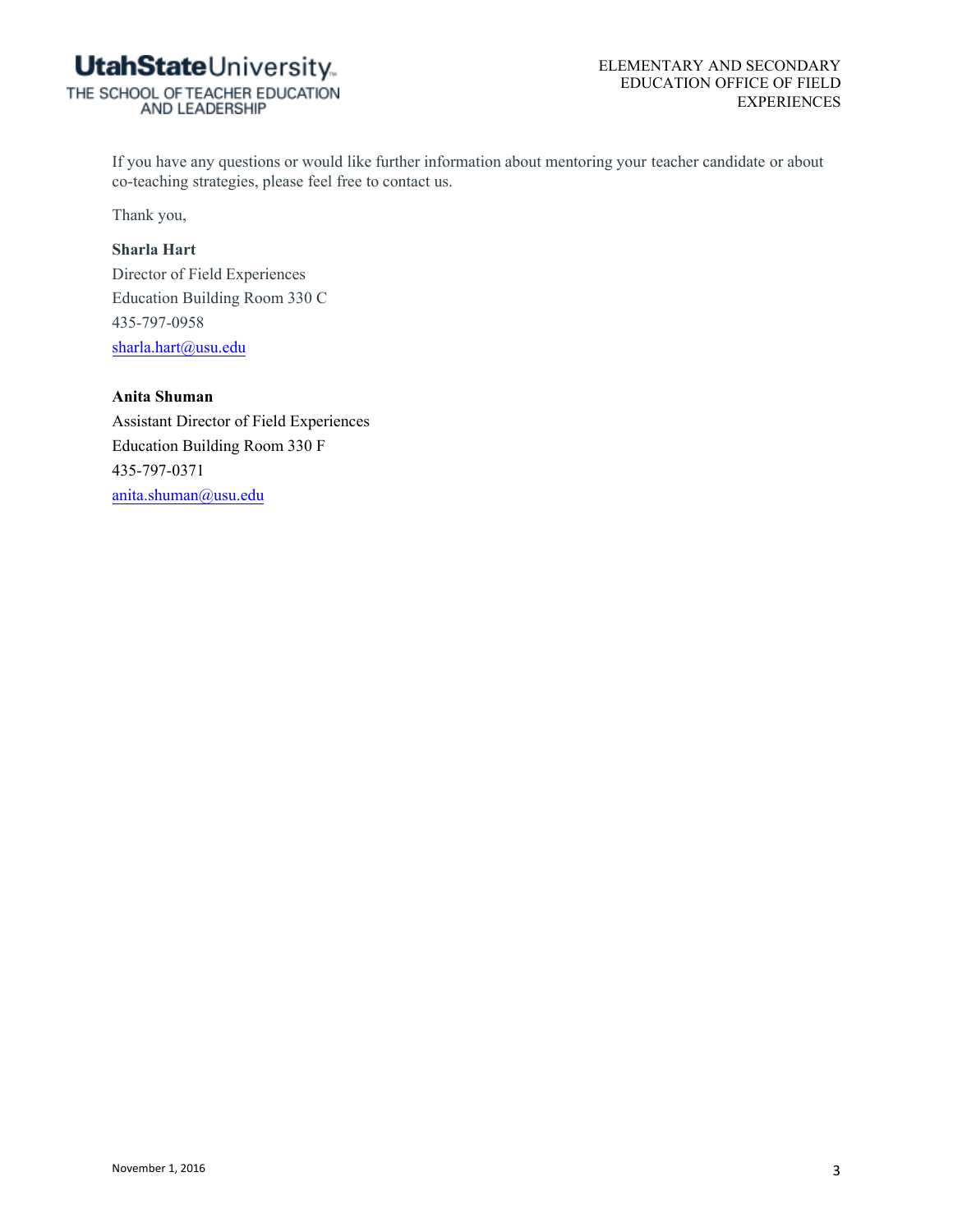If you have any questions or would like further information about mentoring your teacher candidate or about co-teaching strategies, please feel free to contact us.

Thank you,

**Sharla Hart**
Director of Field Experiences
Education Building Room 330 C
435-797-0958
sharla.hart@usu.edu

**Anita Shuman**
Assistant Director of Field Experiences
Education Building Room 330 F
435-797-0371
anita.shuman@usu.edu